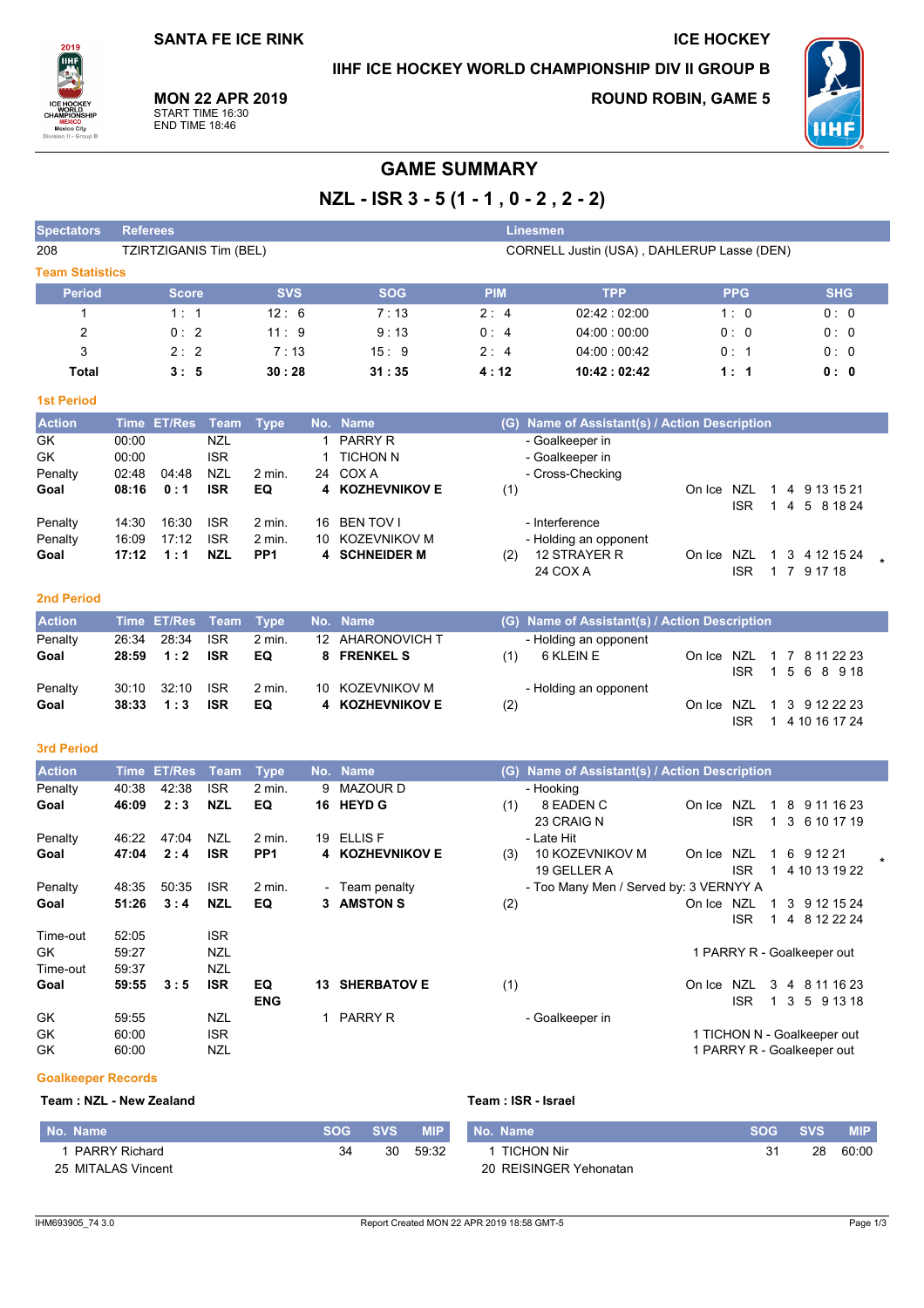SANTA FE ICE RINK

ICE HOCKEY

IIHF ICE HOCKEY WORLD CHAMPIONSHIP DIV II GROUP B

**MON 22 APR 2019**
START TIME 16:30
END TIME 18:46

ROUND ROBIN, GAME 5

# GAME SUMMARY

## NZL - ISR 3 - 5 (1 - 1 , 0 - 2 , 2 - 2)

| Spectators | Referees | Linesmen |
|---|---|---|
| 208 | TZIRTZIGANIS Tim (BEL) | CORNELL Justin (USA) , DAHLERUP Lasse (DEN) |

### Team Statistics

| Period | Score | SVS | SOG | PIM | TPP | PPG | SHG |
|---|---|---|---|---|---|---|---|
| 1 | 1 : 1 | 12 : 6 | 7 : 13 | 2 : 4 | 02:42 : 02:00 | 1 : 0 | 0 : 0 |
| 2 | 0 : 2 | 11 : 9 | 9 : 13 | 0 : 4 | 04:00 : 00:00 | 0 : 0 | 0 : 0 |
| 3 | 2 : 2 | 7 : 13 | 15 : 9 | 2 : 4 | 04:00 : 00:42 | 0 : 1 | 0 : 0 |
| **Total** | **3 : 5** | **30 : 28** | **31 : 35** | **4 : 12** | **10:42 : 02:42** | **1 : 1** | **0 : 0** |

### 1st Period

| Action | Time | ET/Res | Team | Type | No. | Name | (G) | Name of Assistant(s) / Action Description | On Ice | |
|---|---|---|---|---|---|---|---|---|---|---|
| GK | 00:00 | | NZL | | 1 | PARRY R | | - Goalkeeper in | | |
| GK | 00:00 | | ISR | | 1 | TICHON N | | - Goalkeeper in | | |
| Penalty | 02:48 | 04:48 | NZL | 2 min. | 24 | COX A | | - Cross-Checking | | |
| **Goal** | **08:16** | **0 : 1** | **ISR** | **EQ** | **4** | **KOZHEVNIKOV E** | (1) | | NZL<br>ISR | 1 4 9 13 15 21<br>1 4 5 8 18 24 |
| Penalty | 14:30 | 16:30 | ISR | 2 min. | 16 | BEN TOV I | | - Interference | | |
| Penalty | 16:09 | 17:12 | ISR | 2 min. | 10 | KOZEVNIKOV M | | - Holding an opponent | | |
| **Goal** | **17:12** | **1 : 1** | **NZL** | **PP1** | **4** | **SCHNEIDER M** | (2) | 12 STRAYER R<br>24 COX A | NZL<br>ISR | 1 3 4 12 15 24 *<br>1 7 9 17 18 |

### 2nd Period

| Action | Time | ET/Res | Team | Type | No. | Name | (G) | Name of Assistant(s) / Action Description | On Ice | |
|---|---|---|---|---|---|---|---|---|---|---|
| Penalty | 26:34 | 28:34 | ISR | 2 min. | 12 | AHARONOVICH T | | - Holding an opponent | | |
| **Goal** | **28:59** | **1 : 2** | **ISR** | **EQ** | **8** | **FRENKEL S** | (1) | 6 KLEIN E | NZL<br>ISR | 1 7 8 11 22 23<br>1 5 6 8 9 18 |
| Penalty | 30:10 | 32:10 | ISR | 2 min. | 10 | KOZEVNIKOV M | | - Holding an opponent | | |
| **Goal** | **38:33** | **1 : 3** | **ISR** | **EQ** | **4** | **KOZHEVNIKOV E** | (2) | | NZL<br>ISR | 1 3 9 12 22 23<br>1 4 10 16 17 24 |

### 3rd Period

| Action | Time | ET/Res | Team | Type | No. | Name | (G) | Name of Assistant(s) / Action Description | On Ice | |
|---|---|---|---|---|---|---|---|---|---|---|
| Penalty | 40:38 | 42:38 | ISR | 2 min. | 9 | MAZOUR D | | - Hooking | | |
| **Goal** | **46:09** | **2 : 3** | **NZL** | **EQ** | **16** | **HEYD G** | (1) | 8 EADEN C<br>23 CRAIG N | NZL<br>ISR | 1 8 9 11 16 23<br>1 3 6 10 17 19 |
| Penalty | 46:22 | 47:04 | NZL | 2 min. | 19 | ELLIS F | | - Late Hit | | |
| **Goal** | **47:04** | **2 : 4** | **ISR** | **PP1** | **4** | **KOZHEVNIKOV E** | (3) | 10 KOZEVNIKOV M<br>19 GELLER A | NZL<br>ISR | 1 6 9 12 21 *<br>1 4 10 13 19 22 |
| Penalty | 48:35 | 50:35 | ISR | 2 min. | - | Team penalty | | - Too Many Men / Served by: 3 VERNYY A | | |
| **Goal** | **51:26** | **3 : 4** | **NZL** | **EQ** | **3** | **AMSTON S** | (2) | | NZL<br>ISR | 1 3 9 12 15 24<br>1 4 8 12 22 24 |
| Time-out | 52:05 | | ISR | | | | | | | |
| GK | 59:27 | | NZL | | | | | 1 PARRY R - Goalkeeper out | | |
| Time-out | 59:37 | | NZL | | | | | | | |
| **Goal** | **59:55** | **3 : 5** | **ISR** | **EQ<br>ENG** | **13** | **SHERBATOV E** | (1) | | NZL<br>ISR | 3 4 8 11 16 23<br>1 3 5 9 13 18 |
| GK | 59:55 | | NZL | | 1 | PARRY R | | - Goalkeeper in | | |
| GK | 60:00 | | ISR | | | | | 1 TICHON N - Goalkeeper out | | |
| GK | 60:00 | | NZL | | | | | 1 PARRY R - Goalkeeper out | | |

### Goalkeeper Records

**Team : NZL - New Zealand**

| No. Name | SOG | SVS | MIP |
|---|---|---|---|
| 1 PARRY Richard | 34 | 30 | 59:32 |
| 25 MITALAS Vincent | | | |

**Team : ISR - Israel**

| No. Name | SOG | SVS | MIP |
|---|---|---|---|
| 1 TICHON Nir | 31 | 28 | 60:00 |
| 20 REISINGER Yehonatan | | | |

IHM693905_74 3.0 Report Created MON 22 APR 2019 18:58 GMT-5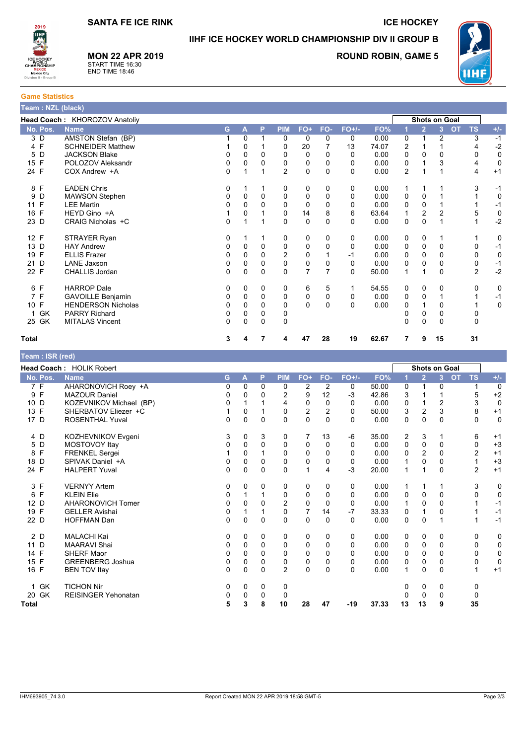**SANTA FE ICE RINK** — **ICE HOCKEY**

## IIHF ICE HOCKEY WORLD CHAMPIONSHIP DIV II GROUP B

**MON 22 APR 2019**
START TIME 16:30
END TIME 18:46

**ROUND ROBIN, GAME 5**

### Game Statistics

#### Team : NZL (black)

**Head Coach :** KHOROZOV Anatoliy

| No. | Pos. | Name | G | A | P | PIM | FO+ | FO- | FO+/- | FO% | Shots on Goal 1 | 2 | 3 | OT | TS | +/- |
|---|---|---|---|---|---|---|---|---|---|---|---|---|---|---|---|---|
| 3 | D | AMSTON Stefan (BP) | 1 | 0 | 1 | 0 | 0 | 0 | 0 | 0.00 | 0 | 1 | 2 | | 3 | -1 |
| 4 | F | SCHNEIDER Matthew | 1 | 0 | 1 | 0 | 20 | 7 | 13 | 74.07 | 2 | 1 | 1 | | 4 | -2 |
| 5 | D | JACKSON Blake | 0 | 0 | 0 | 0 | 0 | 0 | 0 | 0.00 | 0 | 0 | 0 | | 0 | 0 |
| 15 | F | POLOZOV Aleksandr | 0 | 0 | 0 | 0 | 0 | 0 | 0 | 0.00 | 0 | 1 | 3 | | 4 | 0 |
| 24 | F | COX Andrew +A | 0 | 1 | 1 | 2 | 0 | 0 | 0 | 0.00 | 2 | 1 | 1 | | 4 | +1 |
| 8 | F | EADEN Chris | 0 | 1 | 1 | 0 | 0 | 0 | 0 | 0.00 | 1 | 1 | 1 | | 3 | -1 |
| 9 | D | MAWSON Stephen | 0 | 0 | 0 | 0 | 0 | 0 | 0 | 0.00 | 0 | 0 | 1 | | 1 | 0 |
| 11 | F | LEE Martin | 0 | 0 | 0 | 0 | 0 | 0 | 0 | 0.00 | 0 | 0 | 1 | | 1 | -1 |
| 16 | F | HEYD Gino +A | 1 | 0 | 1 | 0 | 14 | 8 | 6 | 63.64 | 1 | 2 | 2 | | 5 | 0 |
| 23 | D | CRAIG Nicholas +C | 0 | 1 | 1 | 0 | 0 | 0 | 0 | 0.00 | 0 | 0 | 1 | | 1 | -2 |
| 12 | F | STRAYER Ryan | 0 | 1 | 1 | 0 | 0 | 0 | 0 | 0.00 | 0 | 0 | 1 | | 1 | 0 |
| 13 | D | HAY Andrew | 0 | 0 | 0 | 0 | 0 | 0 | 0 | 0.00 | 0 | 0 | 0 | | 0 | -1 |
| 19 | F | ELLIS Frazer | 0 | 0 | 0 | 2 | 0 | 1 | -1 | 0.00 | 0 | 0 | 0 | | 0 | 0 |
| 21 | D | LANE Jaxson | 0 | 0 | 0 | 0 | 0 | 0 | 0 | 0.00 | 0 | 0 | 0 | | 0 | -1 |
| 22 | F | CHALLIS Jordan | 0 | 0 | 0 | 0 | 7 | 7 | 0 | 50.00 | 1 | 1 | 0 | | 2 | -2 |
| 6 | F | HARROP Dale | 0 | 0 | 0 | 0 | 6 | 5 | 1 | 54.55 | 0 | 0 | 0 | | 0 | 0 |
| 7 | F | GAVOILLE Benjamin | 0 | 0 | 0 | 0 | 0 | 0 | 0 | 0.00 | 0 | 0 | 1 | | 1 | -1 |
| 10 | F | HENDERSON Nicholas | 0 | 0 | 0 | 0 | 0 | 0 | 0 | 0.00 | 0 | 1 | 0 | | 1 | 0 |
| 1 | GK | PARRY Richard | 0 | 0 | 0 | 0 | | | | | 0 | 0 | 0 | | 0 | |
| 25 | GK | MITALAS Vincent | 0 | 0 | 0 | 0 | | | | | 0 | 0 | 0 | | 0 | |
| **Total** | | | **3** | **4** | **7** | **4** | **47** | **28** | **19** | **62.67** | **7** | **9** | **15** | | **31** | |

#### Team : ISR (red)

**Head Coach :** HOLIK Robert

| No. | Pos. | Name | G | A | P | PIM | FO+ | FO- | FO+/- | FO% | Shots on Goal 1 | 2 | 3 | OT | TS | +/- |
|---|---|---|---|---|---|---|---|---|---|---|---|---|---|---|---|---|
| 7 | F | AHARONOVICH Roey +A | 0 | 0 | 0 | 0 | 2 | 2 | 0 | 50.00 | 0 | 1 | 0 | | 1 | 0 |
| 9 | F | MAZOUR Daniel | 0 | 0 | 0 | 2 | 9 | 12 | -3 | 42.86 | 3 | 1 | 1 | | 5 | +2 |
| 10 | D | KOZEVNIKOV Michael (BP) | 0 | 1 | 1 | 4 | 0 | 0 | 0 | 0.00 | 0 | 1 | 2 | | 3 | 0 |
| 13 | F | SHERBATOV Eliezer +C | 1 | 0 | 1 | 0 | 2 | 2 | 0 | 50.00 | 3 | 2 | 3 | | 8 | +1 |
| 17 | D | ROSENTHAL Yuval | 0 | 0 | 0 | 0 | 0 | 0 | 0 | 0.00 | 0 | 0 | 0 | | 0 | 0 |
| 4 | D | KOZHEVNIKOV Evgeni | 3 | 0 | 3 | 0 | 7 | 13 | -6 | 35.00 | 2 | 3 | 1 | | 6 | +1 |
| 5 | D | MOSTOVOY Itay | 0 | 0 | 0 | 0 | 0 | 0 | 0 | 0.00 | 0 | 0 | 0 | | 0 | +3 |
| 8 | F | FRENKEL Sergei | 1 | 0 | 1 | 0 | 0 | 0 | 0 | 0.00 | 0 | 2 | 0 | | 2 | +1 |
| 18 | D | SPIVAK Daniel +A | 0 | 0 | 0 | 0 | 0 | 0 | 0 | 0.00 | 1 | 0 | 0 | | 1 | +3 |
| 24 | F | HALPERT Yuval | 0 | 0 | 0 | 0 | 1 | 4 | -3 | 20.00 | 1 | 1 | 0 | | 2 | +1 |
| 3 | F | VERNYY Artem | 0 | 0 | 0 | 0 | 0 | 0 | 0 | 0.00 | 1 | 1 | 1 | | 3 | 0 |
| 6 | F | KLEIN Elie | 0 | 1 | 1 | 0 | 0 | 0 | 0 | 0.00 | 0 | 0 | 0 | | 0 | 0 |
| 12 | D | AHARONOVICH Tomer | 0 | 0 | 0 | 2 | 0 | 0 | 0 | 0.00 | 1 | 0 | 0 | | 1 | -1 |
| 19 | F | GELLER Avishai | 0 | 1 | 1 | 0 | 7 | 14 | -7 | 33.33 | 0 | 1 | 0 | | 1 | -1 |
| 22 | D | HOFFMAN Dan | 0 | 0 | 0 | 0 | 0 | 0 | 0 | 0.00 | 0 | 0 | 1 | | 1 | -1 |
| 2 | D | MALACHI Kai | 0 | 0 | 0 | 0 | 0 | 0 | 0 | 0.00 | 0 | 0 | 0 | | 0 | 0 |
| 11 | D | MAARAVI Shai | 0 | 0 | 0 | 0 | 0 | 0 | 0 | 0.00 | 0 | 0 | 0 | | 0 | 0 |
| 14 | F | SHERF Maor | 0 | 0 | 0 | 0 | 0 | 0 | 0 | 0.00 | 0 | 0 | 0 | | 0 | 0 |
| 15 | F | GREENBERG Joshua | 0 | 0 | 0 | 0 | 0 | 0 | 0 | 0.00 | 0 | 0 | 0 | | 0 | 0 |
| 16 | F | BEN TOV Itay | 0 | 0 | 0 | 2 | 0 | 0 | 0 | 0.00 | 1 | 0 | 0 | | 1 | +1 |
| 1 | GK | TICHON Nir | 0 | 0 | 0 | 0 | | | | | 0 | 0 | 0 | | 0 | |
| 20 | GK | REISINGER Yehonatan | 0 | 0 | 0 | 0 | | | | | 0 | 0 | 0 | | 0 | |
| **Total** | | | **5** | **3** | **8** | **10** | **28** | **47** | **-19** | **37.33** | **13** | **13** | **9** | | **35** | |

IHM693905_74 3.0 — Report Created MON 22 APR 2019 18:58 GMT-5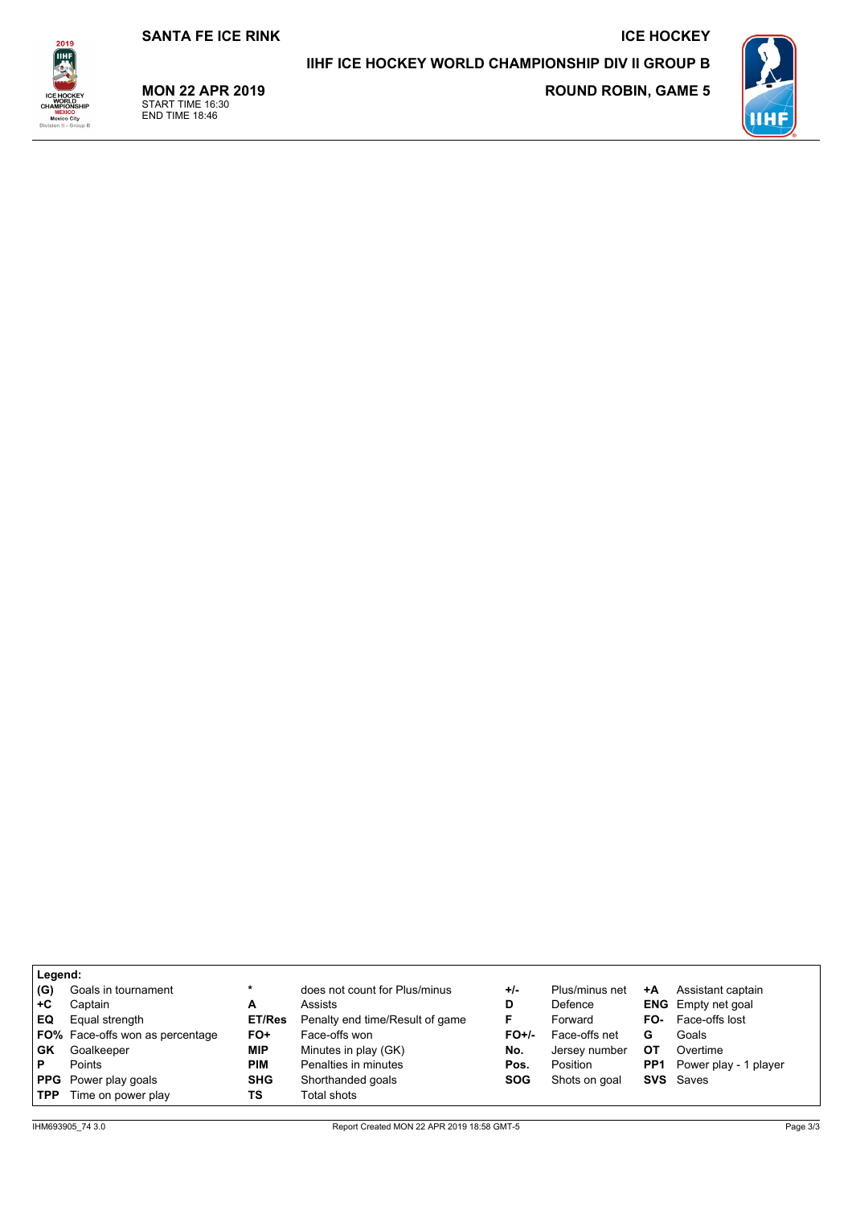SANTA FE ICE RINK

ICE HOCKEY

IIHF ICE HOCKEY WORLD CHAMPIONSHIP DIV II GROUP B

**MON 22 APR 2019**
START TIME 16:30
END TIME 18:46

**ROUND ROBIN, GAME 5**

**Legend:**

| | | | | | | | |
|---|---|---|---|---|---|---|---|
| **(G)** | Goals in tournament | **\*** | does not count for Plus/minus | **+/-** | Plus/minus net | **+A** | Assistant captain |
| **+C** | Captain | **A** | Assists | **D** | Defence | **ENG** | Empty net goal |
| **EQ** | Equal strength | **ET/Res** | Penalty end time/Result of game | **F** | Forward | **FO-** | Face-offs lost |
| **FO%** | Face-offs won as percentage | **FO+** | Face-offs won | **FO+/-** | Face-offs net | **G** | Goals |
| **GK** | Goalkeeper | **MIP** | Minutes in play (GK) | **No.** | Jersey number | **OT** | Overtime |
| **P** | Points | **PIM** | Penalties in minutes | **Pos.** | Position | **PP1** | Power play - 1 player |
| **PPG** | Power play goals | **SHG** | Shorthanded goals | **SOG** | Shots on goal | **SVS** | Saves |
| **TPP** | Time on power play | **TS** | Total shots | | | | |

IHM693905_74 3.0 Report Created MON 22 APR 2019 18:58 GMT-5